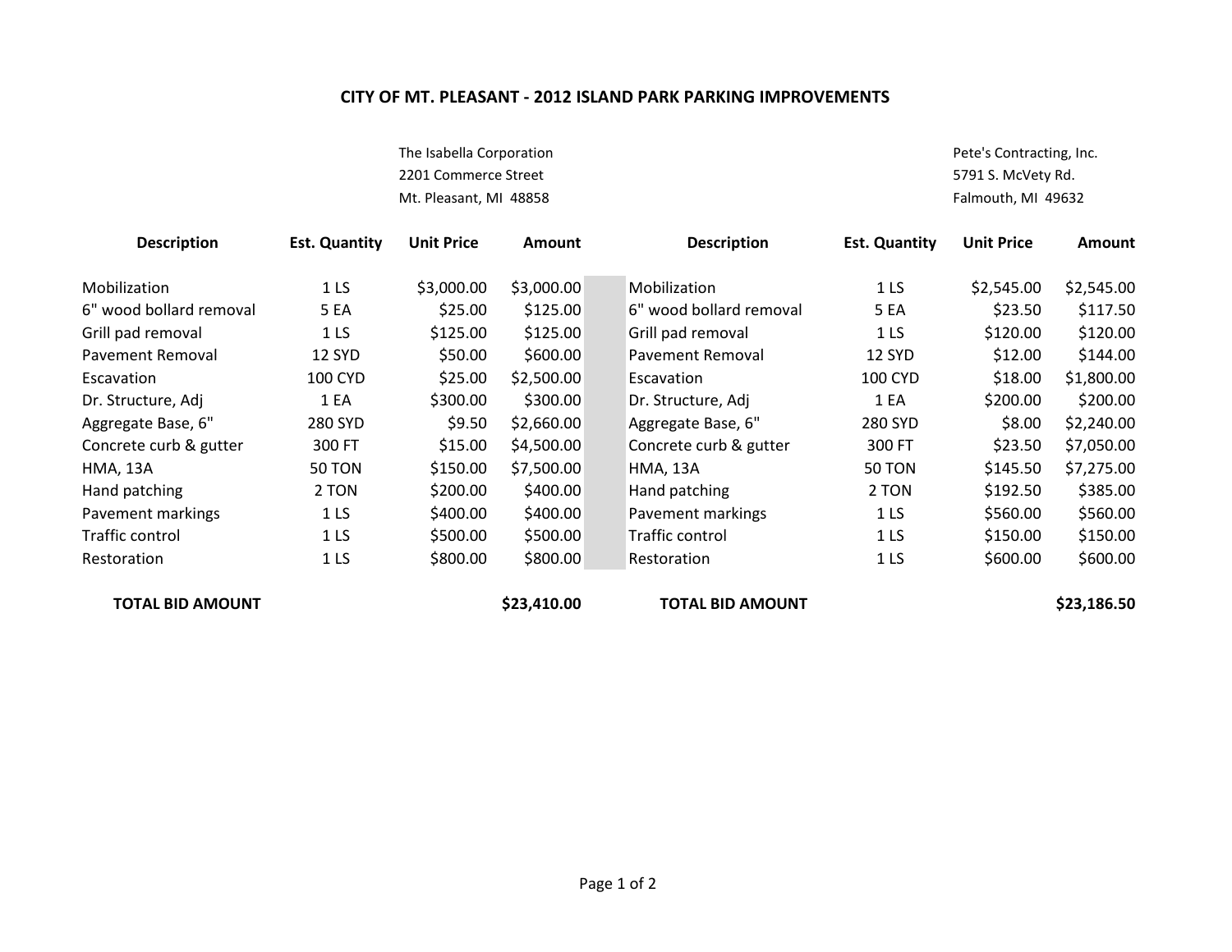# CITY OF MT. PLEASANT - 2012 ISLAND PARK PARKING IMPROVEMENTS

The Isabella Corporation
2201 Commerce Street
Mt. Pleasant, MI 48858

| Description | Est. Quantity | Unit Price | Amount |
|---|---|---|---|
| Mobilization | 1 LS | $3,000.00 | $3,000.00 |
| 6" wood bollard removal | 5 EA | $25.00 | $125.00 |
| Grill pad removal | 1 LS | $125.00 | $125.00 |
| Pavement Removal | 12 SYD | $50.00 | $600.00 |
| Escavation | 100 CYD | $25.00 | $2,500.00 |
| Dr. Structure, Adj | 1 EA | $300.00 | $300.00 |
| Aggregate Base, 6" | 280 SYD | $9.50 | $2,660.00 |
| Concrete curb & gutter | 300 FT | $15.00 | $4,500.00 |
| HMA, 13A | 50 TON | $150.00 | $7,500.00 |
| Hand patching | 2 TON | $200.00 | $400.00 |
| Pavement markings | 1 LS | $400.00 | $400.00 |
| Traffic control | 1 LS | $500.00 | $500.00 |
| Restoration | 1 LS | $800.00 | $800.00 |
| **TOTAL BID AMOUNT** | | | **$23,410.00** |

Pete's Contracting, Inc.
5791 S. McVety Rd.
Falmouth, MI 49632

| Description | Est. Quantity | Unit Price | Amount |
|---|---|---|---|
| Mobilization | 1 LS | $2,545.00 | $2,545.00 |
| 6" wood bollard removal | 5 EA | $23.50 | $117.50 |
| Grill pad removal | 1 LS | $120.00 | $120.00 |
| Pavement Removal | 12 SYD | $12.00 | $144.00 |
| Escavation | 100 CYD | $18.00 | $1,800.00 |
| Dr. Structure, Adj | 1 EA | $200.00 | $200.00 |
| Aggregate Base, 6" | 280 SYD | $8.00 | $2,240.00 |
| Concrete curb & gutter | 300 FT | $23.50 | $7,050.00 |
| HMA, 13A | 50 TON | $145.50 | $7,275.00 |
| Hand patching | 2 TON | $192.50 | $385.00 |
| Pavement markings | 1 LS | $560.00 | $560.00 |
| Traffic control | 1 LS | $150.00 | $150.00 |
| Restoration | 1 LS | $600.00 | $600.00 |
| **TOTAL BID AMOUNT** | | | **$23,186.50** |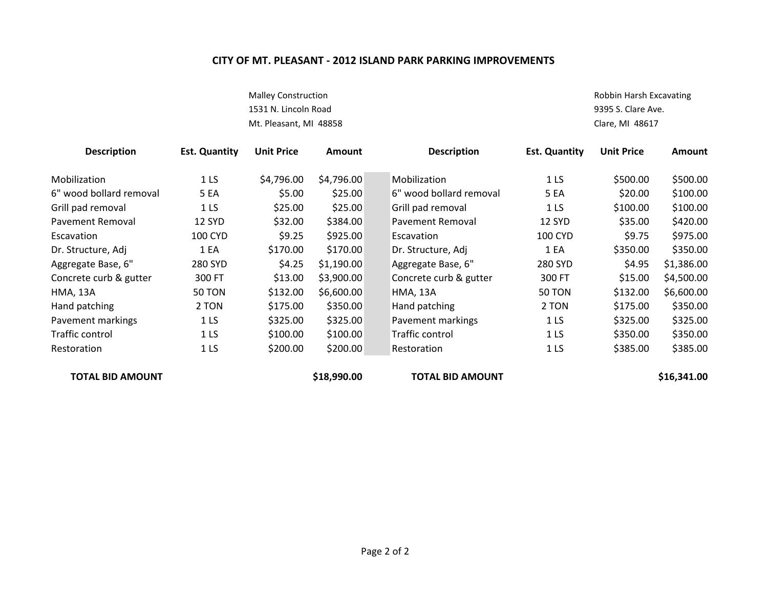# CITY OF MT. PLEASANT - 2012 ISLAND PARK PARKING IMPROVEMENTS

| | | Malley Construction<br>1531 N. Lincoln Road<br>Mt. Pleasant, MI 48858 | | | | Robbin Harsh Excavating<br>9395 S. Clare Ave.<br>Clare, MI 48617 | |
|---|---|---|---|---|---|---|---|
| **Description** | **Est. Quantity** | **Unit Price** | **Amount** | **Description** | **Est. Quantity** | **Unit Price** | **Amount** |
| Mobilization | 1 LS | $4,796.00 | $4,796.00 | Mobilization | 1 LS | $500.00 | $500.00 |
| 6" wood bollard removal | 5 EA | $5.00 | $25.00 | 6" wood bollard removal | 5 EA | $20.00 | $100.00 |
| Grill pad removal | 1 LS | $25.00 | $25.00 | Grill pad removal | 1 LS | $100.00 | $100.00 |
| Pavement Removal | 12 SYD | $32.00 | $384.00 | Pavement Removal | 12 SYD | $35.00 | $420.00 |
| Escavation | 100 CYD | $9.25 | $925.00 | Escavation | 100 CYD | $9.75 | $975.00 |
| Dr. Structure, Adj | 1 EA | $170.00 | $170.00 | Dr. Structure, Adj | 1 EA | $350.00 | $350.00 |
| Aggregate Base, 6" | 280 SYD | $4.25 | $1,190.00 | Aggregate Base, 6" | 280 SYD | $4.95 | $1,386.00 |
| Concrete curb & gutter | 300 FT | $13.00 | $3,900.00 | Concrete curb & gutter | 300 FT | $15.00 | $4,500.00 |
| HMA, 13A | 50 TON | $132.00 | $6,600.00 | HMA, 13A | 50 TON | $132.00 | $6,600.00 |
| Hand patching | 2 TON | $175.00 | $350.00 | Hand patching | 2 TON | $175.00 | $350.00 |
| Pavement markings | 1 LS | $325.00 | $325.00 | Pavement markings | 1 LS | $325.00 | $325.00 |
| Traffic control | 1 LS | $100.00 | $100.00 | Traffic control | 1 LS | $350.00 | $350.00 |
| Restoration | 1 LS | $200.00 | $200.00 | Restoration | 1 LS | $385.00 | $385.00 |
| **TOTAL BID AMOUNT** | | | **$18,990.00** | **TOTAL BID AMOUNT** | | | **$16,341.00** |